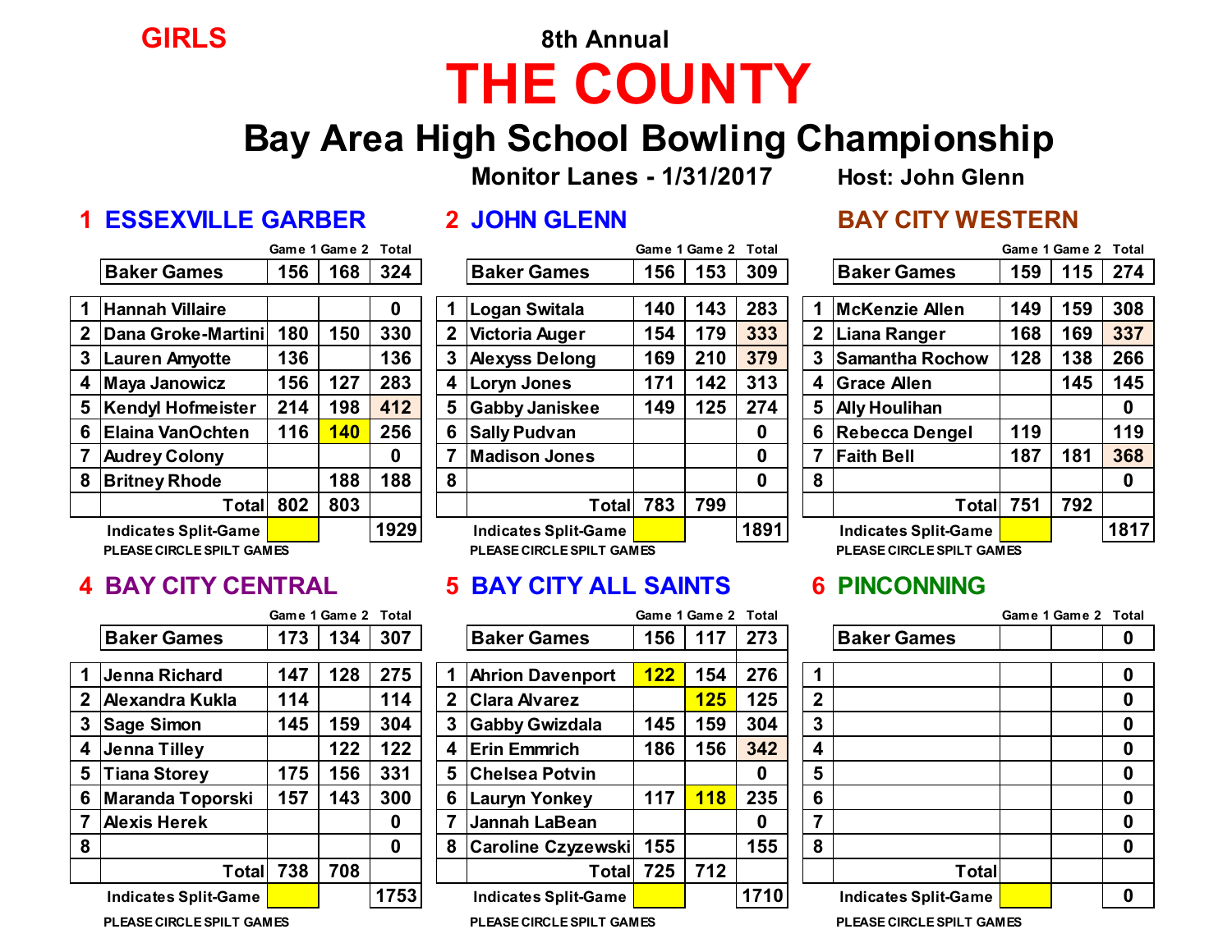GIRLS

# 8th Annual

# THE COUNTY

## Bay Area High School Bowling Championship

**Monitor Lanes - 1/31/2017** **Host: John Glenn**

### 1 ESSEXVILLE GARBER

| | | Game 1 | Game 2 | Total |
|---|---|---|---|---|
| | Baker Games | 156 | 168 | 324 |
| 1 | Hannah Villaire | | | 0 |
| 2 | Dana Groke-Martini | 180 | 150 | 330 |
| 3 | Lauren Amyotte | 136 | | 136 |
| 4 | Maya Janowicz | 156 | 127 | 283 |
| 5 | Kendyl Hofmeister | 214 | 198 | 412 |
| 6 | Elaina VanOchten | 116 | 140 | 256 |
| 7 | Audrey Colony | | | 0 |
| 8 | Britney Rhode | | 188 | 188 |
| | Total | 802 | 803 | |
| | Indicates Split-Game | | | 1929 |

PLEASE CIRCLE SPILT GAMES

### 2 JOHN GLENN

| | | Game 1 | Game 2 | Total |
|---|---|---|---|---|
| | Baker Games | 156 | 153 | 309 |
| 1 | Logan Switala | 140 | 143 | 283 |
| 2 | Victoria Auger | 154 | 179 | 333 |
| 3 | Alexyss Delong | 169 | 210 | 379 |
| 4 | Loryn Jones | 171 | 142 | 313 |
| 5 | Gabby Janiskee | 149 | 125 | 274 |
| 6 | Sally Pudvan | | | 0 |
| 7 | Madison Jones | | | 0 |
| 8 | | | | 0 |
| | Total | 783 | 799 | |
| | Indicates Split-Game | | | 1891 |

PLEASE CIRCLE SPILT GAMES

### BAY CITY WESTERN

| | | Game 1 | Game 2 | Total |
|---|---|---|---|---|
| | Baker Games | 159 | 115 | 274 |
| 1 | McKenzie Allen | 149 | 159 | 308 |
| 2 | Liana Ranger | 168 | 169 | 337 |
| 3 | Samantha Rochow | 128 | 138 | 266 |
| 4 | Grace Allen | | 145 | 145 |
| 5 | Ally Houlihan | | | 0 |
| 6 | Rebecca Dengel | 119 | | 119 |
| 7 | Faith Bell | 187 | 181 | 368 |
| 8 | | | | 0 |
| | Total | 751 | 792 | |
| | Indicates Split-Game | | | 1817 |

PLEASE CIRCLE SPILT GAMES

### 4 BAY CITY CENTRAL

| | | Game 1 | Game 2 | Total |
|---|---|---|---|---|
| | Baker Games | 173 | 134 | 307 |
| 1 | Jenna Richard | 147 | 128 | 275 |
| 2 | Alexandra Kukla | 114 | | 114 |
| 3 | Sage Simon | 145 | 159 | 304 |
| 4 | Jenna Tilley | | 122 | 122 |
| 5 | Tiana Storey | 175 | 156 | 331 |
| 6 | Maranda Toporski | 157 | 143 | 300 |
| 7 | Alexis Herek | | | 0 |
| 8 | | | | 0 |
| | Total | 738 | 708 | |
| | Indicates Split-Game | | | 1753 |

PLEASE CIRCLE SPILT GAMES

### 5 BAY CITY ALL SAINTS

| | | Game 1 | Game 2 | Total |
|---|---|---|---|---|
| | Baker Games | 156 | 117 | 273 |
| 1 | Ahrion Davenport | 122 | 154 | 276 |
| 2 | Clara Alvarez | | 125 | 125 |
| 3 | Gabby Gwizdala | 145 | 159 | 304 |
| 4 | Erin Emmrich | 186 | 156 | 342 |
| 5 | Chelsea Potvin | | | 0 |
| 6 | Lauryn Yonkey | 117 | 118 | 235 |
| 7 | Jannah LaBean | | | 0 |
| 8 | Caroline Czyzewski | 155 | | 155 |
| | Total | 725 | 712 | |
| | Indicates Split-Game | | | 1710 |

PLEASE CIRCLE SPILT GAMES

### 6 PINCONNING

| | | Game 1 | Game 2 | Total |
|---|---|---|---|---|
| | Baker Games | | | 0 |
| 1 | | | | 0 |
| 2 | | | | 0 |
| 3 | | | | 0 |
| 4 | | | | 0 |
| 5 | | | | 0 |
| 6 | | | | 0 |
| 7 | | | | 0 |
| 8 | | | | 0 |
| | Total | | | |
| | Indicates Split-Game | | | 0 |

PLEASE CIRCLE SPILT GAMES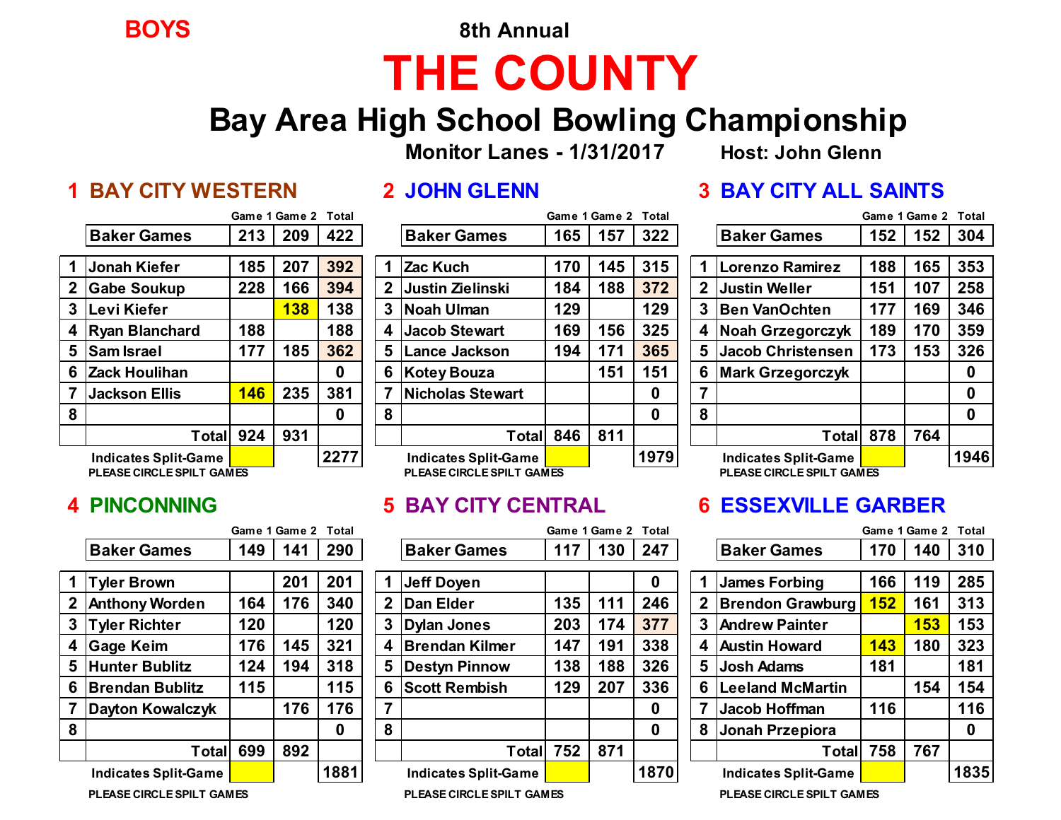**BOYS**

8th Annual

# THE COUNTY

## Bay Area High School Bowling Championship

**Monitor Lanes - 1/31/2017** **Host: John Glenn**

### 1 BAY CITY WESTERN

| | | Game 1 | Game 2 | Total |
|---|---|---|---|---|
| | Baker Games | 213 | 209 | 422 |
| 1 | Jonah Kiefer | 185 | 207 | 392 |
| 2 | Gabe Soukup | 228 | 166 | 394 |
| 3 | Levi Kiefer | | 138 | 138 |
| 4 | Ryan Blanchard | 188 | | 188 |
| 5 | Sam Israel | 177 | 185 | 362 |
| 6 | Zack Houlihan | | | 0 |
| 7 | Jackson Ellis | 146 | 235 | 381 |
| 8 | | | | 0 |
| | Total | 924 | 931 | |
| | Indicates Split-Game | | | 2277 |

PLEASE CIRCLE SPILT GAMES

### 2 JOHN GLENN

| | | Game 1 | Game 2 | Total |
|---|---|---|---|---|
| | Baker Games | 165 | 157 | 322 |
| 1 | Zac Kuch | 170 | 145 | 315 |
| 2 | Justin Zielinski | 184 | 188 | 372 |
| 3 | Noah Ulman | 129 | | 129 |
| 4 | Jacob Stewart | 169 | 156 | 325 |
| 5 | Lance Jackson | 194 | 171 | 365 |
| 6 | Kotey Bouza | | 151 | 151 |
| 7 | Nicholas Stewart | | | 0 |
| 8 | | | | 0 |
| | Total | 846 | 811 | |
| | Indicates Split-Game | | | 1979 |

PLEASE CIRCLE SPILT GAMES

### 3 BAY CITY ALL SAINTS

| | | Game 1 | Game 2 | Total |
|---|---|---|---|---|
| | Baker Games | 152 | 152 | 304 |
| 1 | Lorenzo Ramirez | 188 | 165 | 353 |
| 2 | Justin Weller | 151 | 107 | 258 |
| 3 | Ben VanOchten | 177 | 169 | 346 |
| 4 | Noah Grzegorczyk | 189 | 170 | 359 |
| 5 | Jacob Christensen | 173 | 153 | 326 |
| 6 | Mark Grzegorczyk | | | 0 |
| 7 | | | | 0 |
| 8 | | | | 0 |
| | Total | 878 | 764 | |
| | Indicates Split-Game | | | 1946 |

PLEASE CIRCLE SPILT GAMES

### 4 PINCONNING

| | | Game 1 | Game 2 | Total |
|---|---|---|---|---|
| | Baker Games | 149 | 141 | 290 |
| 1 | Tyler Brown | | 201 | 201 |
| 2 | Anthony Worden | 164 | 176 | 340 |
| 3 | Tyler Richter | 120 | | 120 |
| 4 | Gage Keim | 176 | 145 | 321 |
| 5 | Hunter Bublitz | 124 | 194 | 318 |
| 6 | Brendan Bublitz | 115 | | 115 |
| 7 | Dayton Kowalczyk | | 176 | 176 |
| 8 | | | | 0 |
| | Total | 699 | 892 | |
| | Indicates Split-Game | | | 1881 |

PLEASE CIRCLE SPILT GAMES

### 5 BAY CITY CENTRAL

| | | Game 1 | Game 2 | Total |
|---|---|---|---|---|
| | Baker Games | 117 | 130 | 247 |
| 1 | Jeff Doyen | | | 0 |
| 2 | Dan Elder | 135 | 111 | 246 |
| 3 | Dylan Jones | 203 | 174 | 377 |
| 4 | Brendan Kilmer | 147 | 191 | 338 |
| 5 | Destyn Pinnow | 138 | 188 | 326 |
| 6 | Scott Rembish | 129 | 207 | 336 |
| 7 | | | | 0 |
| 8 | | | | 0 |
| | Total | 752 | 871 | |
| | Indicates Split-Game | | | 1870 |

PLEASE CIRCLE SPILT GAMES

### 6 ESSEXVILLE GARBER

| | | Game 1 | Game 2 | Total |
|---|---|---|---|---|
| | Baker Games | 170 | 140 | 310 |
| 1 | James Forbing | 166 | 119 | 285 |
| 2 | Brendon Grawburg | 152 | 161 | 313 |
| 3 | Andrew Painter | | 153 | 153 |
| 4 | Austin Howard | 143 | 180 | 323 |
| 5 | Josh Adams | 181 | | 181 |
| 6 | Leeland McMartin | | 154 | 154 |
| 7 | Jacob Hoffman | 116 | | 116 |
| 8 | Jonah Przepiora | | | 0 |
| | Total | 758 | 767 | |
| | Indicates Split-Game | | | 1835 |

PLEASE CIRCLE SPILT GAMES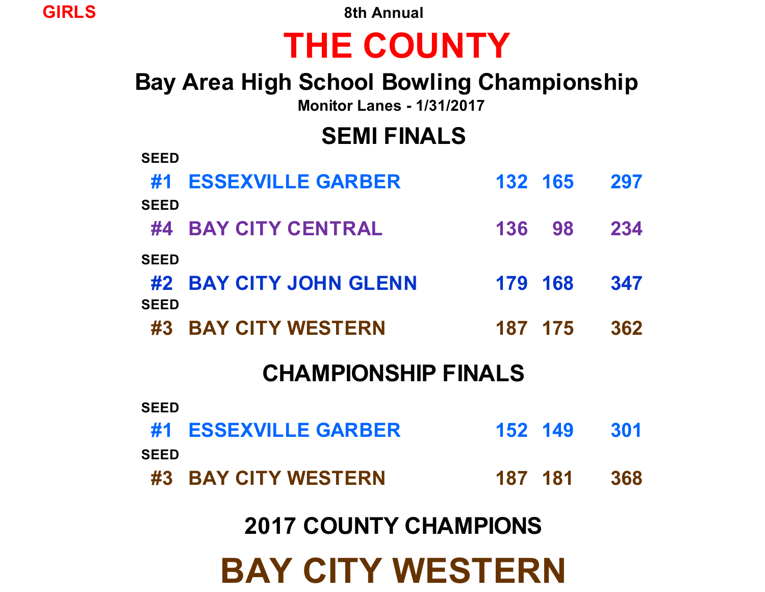GIRLS

8th Annual

# THE COUNTY

## Bay Area High School Bowling Championship

**Monitor Lanes - 1/31/2017**

## SEMI FINALS

| SEED | Team | Game 1 | Game 2 | Total |
|---|---|---|---|---|
| #1 | ESSEXVILLE GARBER | 132 | 165 | 297 |
| #4 | BAY CITY CENTRAL | 136 | 98 | 234 |

| SEED | Team | Game 1 | Game 2 | Total |
|---|---|---|---|---|
| #2 | BAY CITY JOHN GLENN | 179 | 168 | 347 |
| #3 | BAY CITY WESTERN | 187 | 175 | 362 |

## CHAMPIONSHIP FINALS

| SEED | Team | Game 1 | Game 2 | Total |
|---|---|---|---|---|
| #1 | ESSEXVILLE GARBER | 152 | 149 | 301 |
| #3 | BAY CITY WESTERN | 187 | 181 | 368 |

## 2017 COUNTY CHAMPIONS

# BAY CITY WESTERN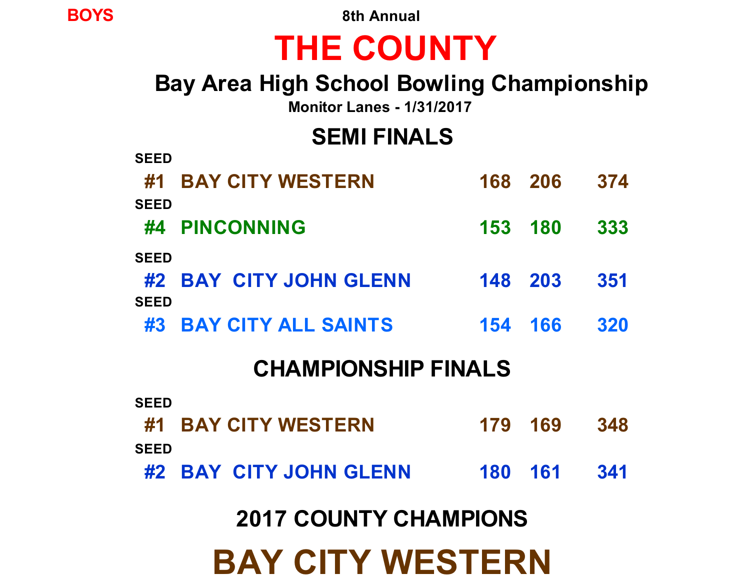**BOYS**

8th Annual

# THE COUNTY

## Bay Area High School Bowling Championship

**Monitor Lanes - 1/31/2017**

## SEMI FINALS

| SEED | Team | Game 1 | Game 2 | Total |
|---|---|---|---|---|
| #1 | BAY CITY WESTERN | 168 | 206 | 374 |
| #4 | PINCONNING | 153 | 180 | 333 |

| SEED | Team | Game 1 | Game 2 | Total |
|---|---|---|---|---|
| #2 | BAY CITY JOHN GLENN | 148 | 203 | 351 |
| #3 | BAY CITY ALL SAINTS | 154 | 166 | 320 |

## CHAMPIONSHIP FINALS

| SEED | Team | Game 1 | Game 2 | Total |
|---|---|---|---|---|
| #1 | BAY CITY WESTERN | 179 | 169 | 348 |
| #2 | BAY CITY JOHN GLENN | 180 | 161 | 341 |

## 2017 COUNTY CHAMPIONS

# BAY CITY WESTERN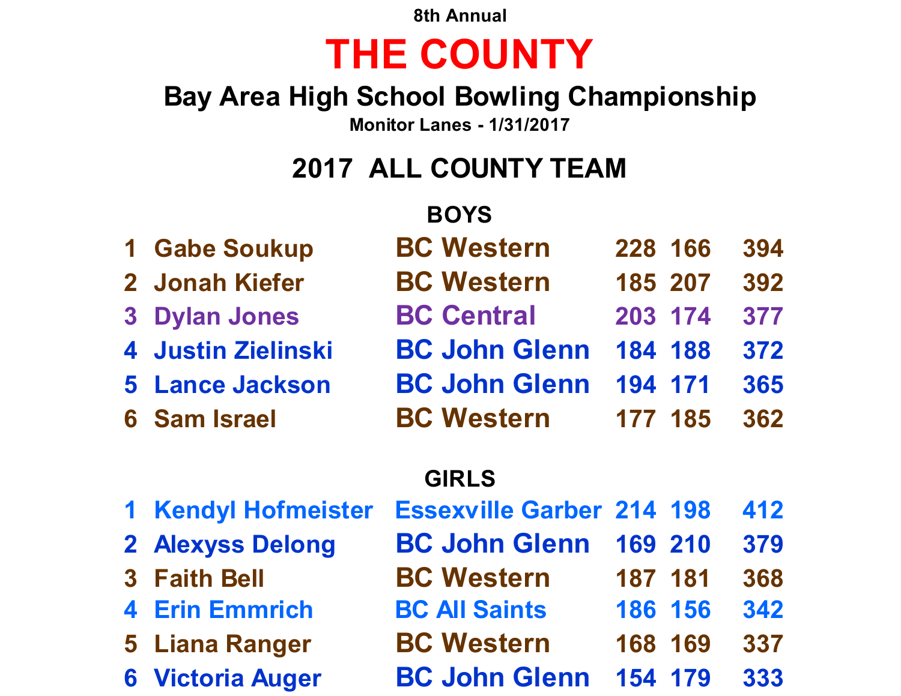8th Annual

# THE COUNTY

## Bay Area High School Bowling Championship

**Monitor Lanes - 1/31/2017**

## 2017 ALL COUNTY TEAM

### BOYS

| | | | | | |
|---|---|---|---|---|---|
| 1 | Gabe Soukup | BC Western | 228 | 166 | 394 |
| 2 | Jonah Kiefer | BC Western | 185 | 207 | 392 |
| 3 | Dylan Jones | BC Central | 203 | 174 | 377 |
| 4 | Justin Zielinski | BC John Glenn | 184 | 188 | 372 |
| 5 | Lance Jackson | BC John Glenn | 194 | 171 | 365 |
| 6 | Sam Israel | BC Western | 177 | 185 | 362 |

### GIRLS

| | | | | | |
|---|---|---|---|---|---|
| 1 | Kendyl Hofmeister | Essexville Garber | 214 | 198 | 412 |
| 2 | Alexyss Delong | BC John Glenn | 169 | 210 | 379 |
| 3 | Faith Bell | BC Western | 187 | 181 | 368 |
| 4 | Erin Emmrich | BC All Saints | 186 | 156 | 342 |
| 5 | Liana Ranger | BC Western | 168 | 169 | 337 |
| 6 | Victoria Auger | BC John Glenn | 154 | 179 | 333 |